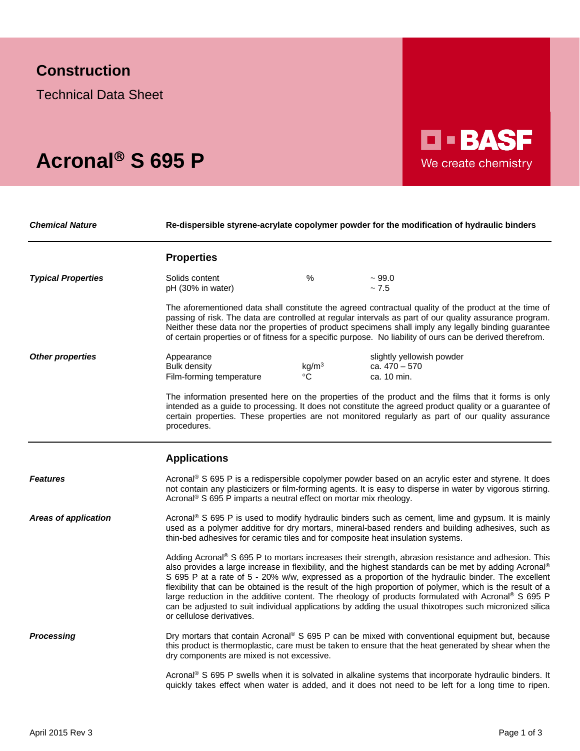# Construction

Technical Data Sheet

# Acronal® S 695 P

BASF
We create chemistry

***Chemical Nature*** **Re-dispersible styrene-acrylate copolymer powder for the modification of hydraulic binders**

## Properties

***Typical Properties***

| | | |
|---|---|---|
| Solids content | % | ~ 99.0 |
| pH (30% in water) | | ~ 7.5 |

The aforementioned data shall constitute the agreed contractual quality of the product at the time of passing of risk. The data are controlled at regular intervals as part of our quality assurance program. Neither these data nor the properties of product specimens shall imply any legally binding guarantee of certain properties or of fitness for a specific purpose. No liability of ours can be derived therefrom.

***Other properties***

| | | |
|---|---|---|
| Appearance | | slightly yellowish powder |
| Bulk density | $kg/m^3$ | ca. 470 – 570 |
| Film-forming temperature | °C | ca. 10 min. |

The information presented here on the properties of the product and the films that it forms is only intended as a guide to processing. It does not constitute the agreed product quality or a guarantee of certain properties. These properties are not monitored regularly as part of our quality assurance procedures.

## Applications

***Features***

Acronal® S 695 P is a redispersible copolymer powder based on an acrylic ester and styrene. It does not contain any plasticizers or film-forming agents. It is easy to disperse in water by vigorous stirring. Acronal® S 695 P imparts a neutral effect on mortar mix rheology.

***Areas of application***

Acronal® S 695 P is used to modify hydraulic binders such as cement, lime and gypsum. It is mainly used as a polymer additive for dry mortars, mineral-based renders and building adhesives, such as thin-bed adhesives for ceramic tiles and for composite heat insulation systems.

Adding Acronal® S 695 P to mortars increases their strength, abrasion resistance and adhesion. This also provides a large increase in flexibility, and the highest standards can be met by adding Acronal® S 695 P at a rate of 5 - 20% w/w, expressed as a proportion of the hydraulic binder. The excellent flexibility that can be obtained is the result of the high proportion of polymer, which is the result of a large reduction in the additive content. The rheology of products formulated with Acronal® S 695 P can be adjusted to suit individual applications by adding the usual thixotropes such micronized silica or cellulose derivatives.

***Processing***

Dry mortars that contain Acronal® S 695 P can be mixed with conventional equipment but, because this product is thermoplastic, care must be taken to ensure that the heat generated by shear when the dry components are mixed is not excessive.

Acronal® S 695 P swells when it is solvated in alkaline systems that incorporate hydraulic binders. It quickly takes effect when water is added, and it does not need to be left for a long time to ripen.

April 2015 Rev 3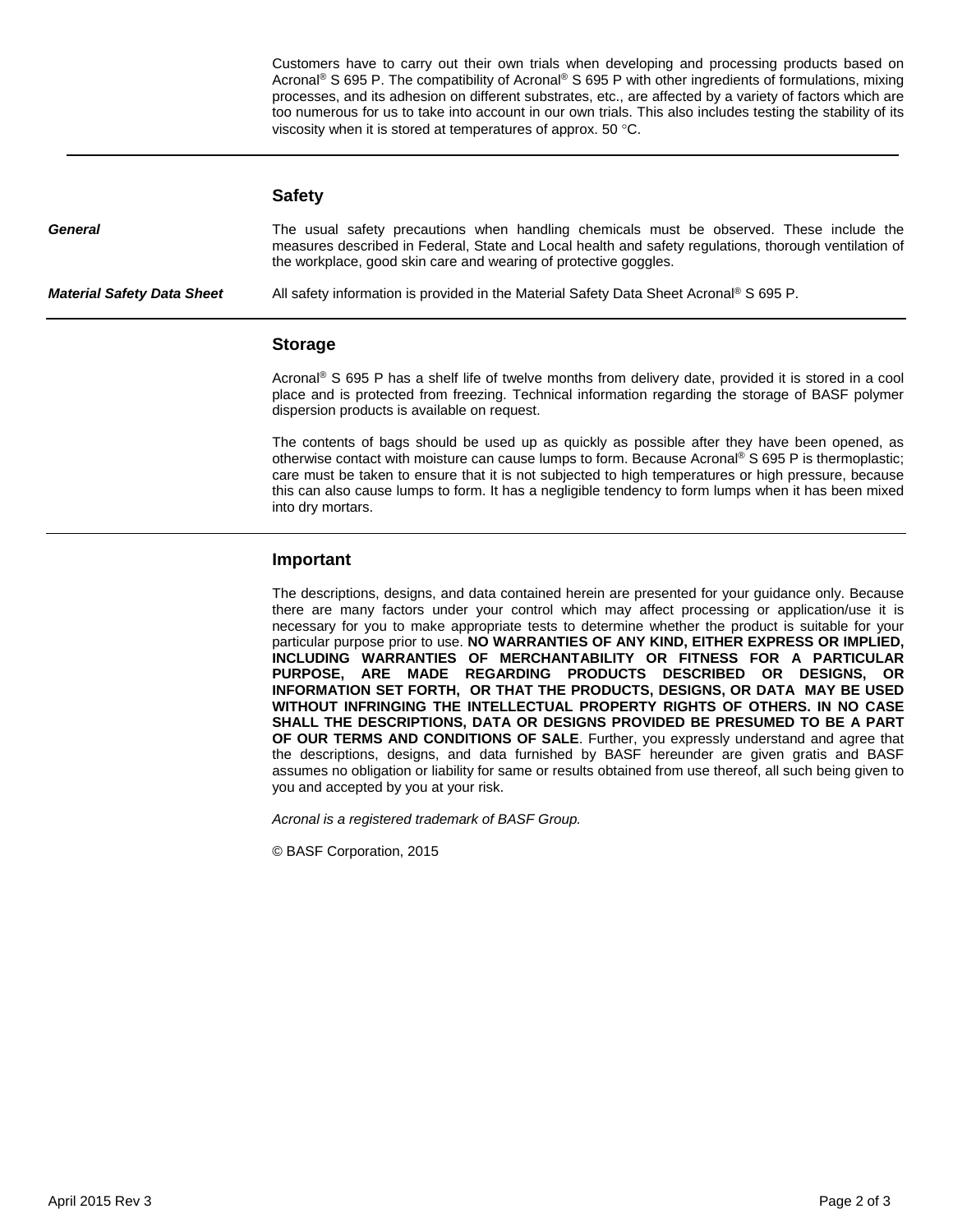Customers have to carry out their own trials when developing and processing products based on Acronal® S 695 P. The compatibility of Acronal® S 695 P with other ingredients of formulations, mixing processes, and its adhesion on different substrates, etc., are affected by a variety of factors which are too numerous for us to take into account in our own trials. This also includes testing the stability of its viscosity when it is stored at temperatures of approx. 50 °C.

---

## Safety

***General***

The usual safety precautions when handling chemicals must be observed. These include the measures described in Federal, State and Local health and safety regulations, thorough ventilation of the workplace, good skin care and wearing of protective goggles.

***Material Safety Data Sheet***

All safety information is provided in the Material Safety Data Sheet Acronal® S 695 P.

---

## Storage

Acronal® S 695 P has a shelf life of twelve months from delivery date, provided it is stored in a cool place and is protected from freezing. Technical information regarding the storage of BASF polymer dispersion products is available on request.

The contents of bags should be used up as quickly as possible after they have been opened, as otherwise contact with moisture can cause lumps to form. Because Acronal® S 695 P is thermoplastic; care must be taken to ensure that it is not subjected to high temperatures or high pressure, because this can also cause lumps to form. It has a negligible tendency to form lumps when it has been mixed into dry mortars.

---

## Important

The descriptions, designs, and data contained herein are presented for your guidance only. Because there are many factors under your control which may affect processing or application/use it is necessary for you to make appropriate tests to determine whether the product is suitable for your particular purpose prior to use. **NO WARRANTIES OF ANY KIND, EITHER EXPRESS OR IMPLIED, INCLUDING WARRANTIES OF MERCHANTABILITY OR FITNESS FOR A PARTICULAR PURPOSE, ARE MADE REGARDING PRODUCTS DESCRIBED OR DESIGNS, OR INFORMATION SET FORTH, OR THAT THE PRODUCTS, DESIGNS, OR DATA MAY BE USED WITHOUT INFRINGING THE INTELLECTUAL PROPERTY RIGHTS OF OTHERS. IN NO CASE SHALL THE DESCRIPTIONS, DATA OR DESIGNS PROVIDED BE PRESUMED TO BE A PART OF OUR TERMS AND CONDITIONS OF SALE**. Further, you expressly understand and agree that the descriptions, designs, and data furnished by BASF hereunder are given gratis and BASF assumes no obligation or liability for same or results obtained from use thereof, all such being given to you and accepted by you at your risk.

*Acronal is a registered trademark of BASF Group.*

© BASF Corporation, 2015

April 2015 Rev 3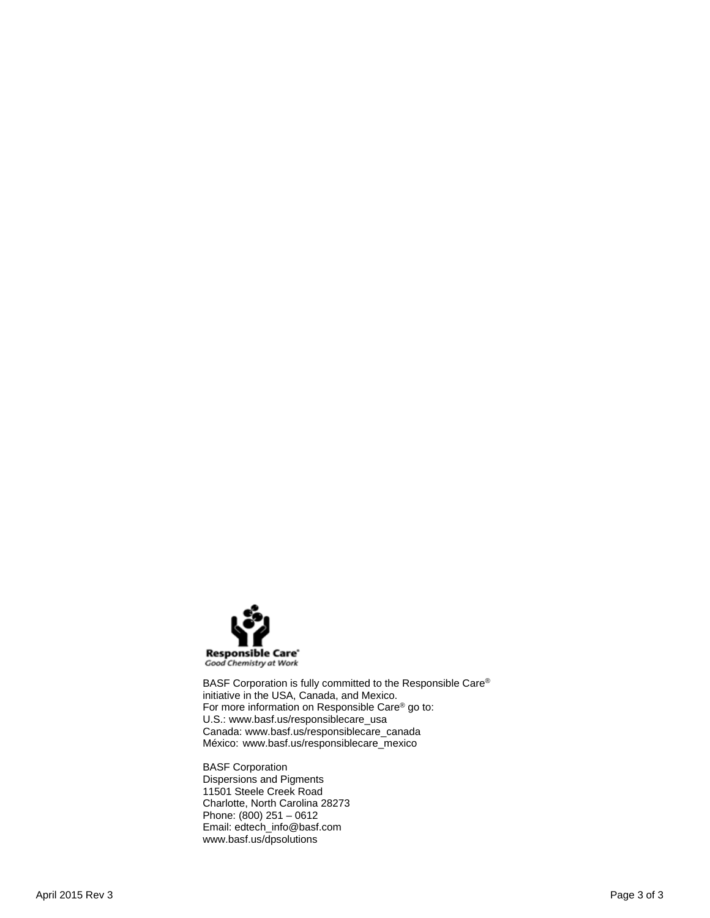Responsible Care®
*Good Chemistry at Work*

BASF Corporation is fully committed to the Responsible Care®
initiative in the USA, Canada, and Mexico.
For more information on Responsible Care® go to:
U.S.: www.basf.us/responsiblecare_usa
Canada: www.basf.us/responsiblecare_canada
México: www.basf.us/responsiblecare_mexico

BASF Corporation
Dispersions and Pigments
11501 Steele Creek Road
Charlotte, North Carolina 28273
Phone: (800) 251 – 0612
Email: edtech_info@basf.com
www.basf.us/dpsolutions

April 2015 Rev 3